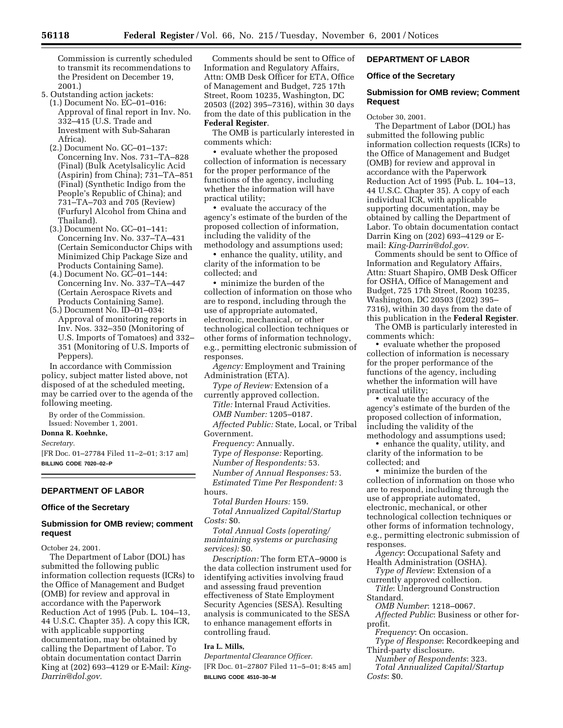Commission is currently scheduled to transmit its recommendations to the President on December 19, 2001.)

5. Outstanding action jackets:
   (1.) Document No. EC–01–016: Approval of final report in Inv. No. 332–415 (U.S. Trade and Investment with Sub-Saharan Africa).
   (2.) Document No. GC–01–137: Concerning Inv. Nos. 731–TA–828 (Final) (Bulk Acetylsalicylic Acid (Aspirin) from China); 731–TA–851 (Final) (Synthetic Indigo from the People's Republic of China); and 731–TA–703 and 705 (Review) (Furfuryl Alcohol from China and Thailand).
   (3.) Document No. GC–01–141: Concerning Inv. No. 337–TA–431 (Certain Semiconductor Chips with Minimized Chip Package Size and Products Containing Same).
   (4.) Document No. GC–01–144: Concerning Inv. No. 337–TA–447 (Certain Aerospace Rivets and Products Containing Same).
   (5.) Document No. ID–01–034: Approval of monitoring reports in Inv. Nos. 332–350 (Monitoring of U.S. Imports of Tomatoes) and 332–351 (Monitoring of U.S. Imports of Peppers).

In accordance with Commission policy, subject matter listed above, not disposed of at the scheduled meeting, may be carried over to the agenda of the following meeting.

By order of the Commission.

Issued: November 1, 2001.

**Donna R. Koehnke,**

*Secretary.*

[FR Doc. 01–27784 Filed 11–2–01; 3:17 am]

**BILLING CODE 7020–02–P**

## DEPARTMENT OF LABOR

### Office of the Secretary

### Submission for OMB review; comment request

October 24, 2001.

The Department of Labor (DOL) has submitted the following public information collection requests (ICRs) to the Office of Management and Budget (OMB) for review and approval in accordance with the Paperwork Reduction Act of 1995 (Pub. L. 104–13, 44 U.S.C. Chapter 35). A copy this ICR, with applicable supporting documentation, may be obtained by calling the Department of Labor. To obtain documentation contact Darrin King at (202) 693–4129 or E-Mail: *King-Darrin@dol.gov.*

Comments should be sent to Office of Information and Regulatory Affairs, Attn: OMB Desk Officer for ETA, Office of Management and Budget, 725 17th Street, Room 10235, Washington, DC 20503 ((202) 395–7316), within 30 days from the date of this publication in the **Federal Register**.

The OMB is particularly interested in comments which:

- evaluate whether the proposed collection of information is necessary for the proper performance of the functions of the agency, including whether the information will have practical utility;
- evaluate the accuracy of the agency's estimate of the burden of the proposed collection of information, including the validity of the methodology and assumptions used;
- enhance the quality, utility, and clarity of the information to be collected; and
- minimize the burden of the collection of information on those who are to respond, including through the use of appropriate automated, electronic, mechanical, or other technological collection techniques or other forms of information technology, e.g., permitting electronic submission of responses.

*Agency:* Employment and Training Administration (ETA).

*Type of Review:* Extension of a currently approved collection.

*Title:* Internal Fraud Activities.

*OMB Number:* 1205–0187.

*Affected Public:* State, Local, or Tribal Government.

*Frequency:* Annually.

*Type of Response:* Reporting.

*Number of Respondents:* 53.

*Number of Annual Responses:* 53.

*Estimated Time Per Respondent:* 3 hours.

*Total Burden Hours:* 159.

*Total Annualized Capital/Startup Costs:* $0.

*Total Annual Costs (operating/maintaining systems or purchasing services):* $0.

*Description:* The form ETA–9000 is the data collection instrument used for identifying activities involving fraud and assessing fraud prevention effectiveness of State Employment Security Agencies (SESA). Resulting analysis is communicated to the SESA to enhance management efforts in controlling fraud.

**Ira L. Mills,**

*Departmental Clearance Officer.*

[FR Doc. 01–27807 Filed 11–5–01; 8:45 am]

**BILLING CODE 4510–30–M**

## DEPARTMENT OF LABOR

### Office of the Secretary

### Submission for OMB review; Comment Request

October 30, 2001.

The Department of Labor (DOL) has submitted the following public information collection requests (ICRs) to the Office of Management and Budget (OMB) for review and approval in accordance with the Paperwork Reduction Act of 1995 (Pub. L. 104–13, 44 U.S.C. Chapter 35). A copy of each individual ICR, with applicable supporting documentation, may be obtained by calling the Department of Labor. To obtain documentation contact Darrin King on (202) 693–4129 or E-mail: *King-Darrin@dol.gov.*

Comments should be sent to Office of Information and Regulatory Affairs, Attn: Stuart Shapiro, OMB Desk Officer for OSHA, Office of Management and Budget, 725 17th Street, Room 10235, Washington, DC 20503 ((202) 395–7316), within 30 days from the date of this publication in the **Federal Register**.

The OMB is particularly interested in comments which:

- evaluate whether the proposed collection of information is necessary for the proper performance of the functions of the agency, including whether the information will have practical utility;
- evaluate the accuracy of the agency's estimate of the burden of the proposed collection of information, including the validity of the methodology and assumptions used;
- enhance the quality, utility, and clarity of the information to be collected; and
- minimize the burden of the collection of information on those who are to respond, including through the use of appropriate automated, electronic, mechanical, or other technological collection techniques or other forms of information technology, e.g., permitting electronic submission of responses.

*Agency*: Occupational Safety and Health Administration (OSHA).

*Type of Review*: Extension of a currently approved collection.

*Title*: Underground Construction Standard.

*OMB Number*: 1218–0067.

*Affected Public*: Business or other for-profit.

*Frequency*: On occasion.

*Type of Response*: Recordkeeping and Third-party disclosure.

*Number of Respondents*: 323.

*Total Annualized Capital/Startup Costs*: $0.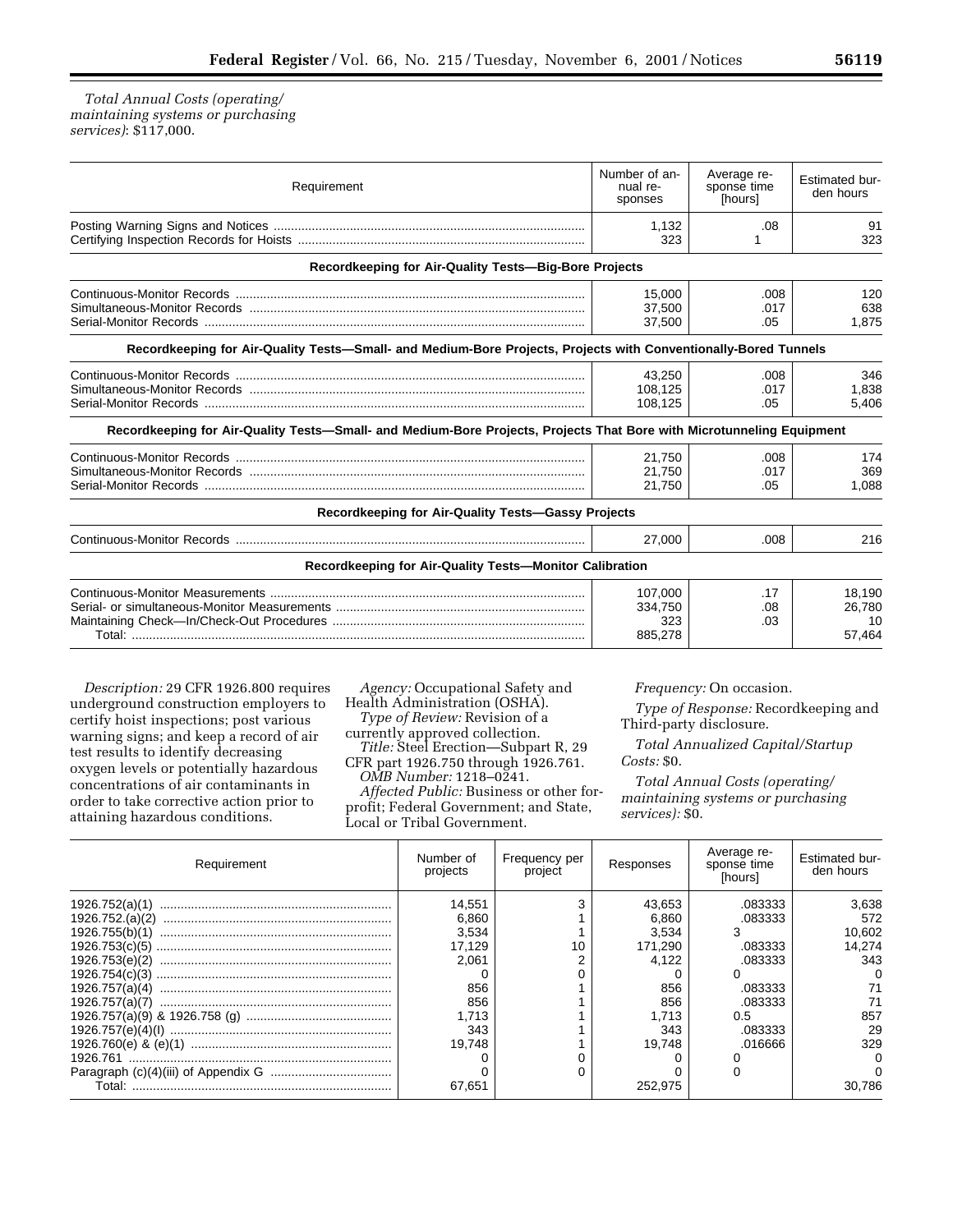*Total Annual Costs (operating/maintaining systems or purchasing services)*: $117,000.

| Requirement | Number of annual responses | Average response time [hours] | Estimated burden hours |
|---|---|---|---|
| Posting Warning Signs and Notices | 1,132 | .08 | 91 |
| Certifying Inspection Records for Hoists | 323 | 1 | 323 |
| **Recordkeeping for Air-Quality Tests—Big-Bore Projects** | | | |
| Continuous-Monitor Records | 15,000 | .008 | 120 |
| Simultaneous-Monitor Records | 37,500 | .017 | 638 |
| Serial-Monitor Records | 37,500 | .05 | 1,875 |
| **Recordkeeping for Air-Quality Tests—Small- and Medium-Bore Projects, Projects with Conventionally-Bored Tunnels** | | | |
| Continuous-Monitor Records | 43,250 | .008 | 346 |
| Simultaneous-Monitor Records | 108,125 | .017 | 1,838 |
| Serial-Monitor Records | 108,125 | .05 | 5,406 |
| **Recordkeeping for Air-Quality Tests—Small- and Medium-Bore Projects, Projects That Bore with Microtunneling Equipment** | | | |
| Continuous-Monitor Records | 21,750 | .008 | 174 |
| Simultaneous-Monitor Records | 21,750 | .017 | 369 |
| Serial-Monitor Records | 21,750 | .05 | 1,088 |
| **Recordkeeping for Air-Quality Tests—Gassy Projects** | | | |
| Continuous-Monitor Records | 27,000 | .008 | 216 |
| **Recordkeeping for Air-Quality Tests—Monitor Calibration** | | | |
| Continuous-Monitor Measurements | 107,000 | .17 | 18,190 |
| Serial- or simultaneous-Monitor Measurements | 334,750 | .08 | 26,780 |
| Maintaining Check—In/Check-Out Procedures | 323 | .03 | 10 |
| Total: | 885,278 | | 57,464 |

*Description:* 29 CFR 1926.800 requires underground construction employers to certify hoist inspections; post various warning signs; and keep a record of air test results to identify decreasing oxygen levels or potentially hazardous concentrations of air contaminants in order to take corrective action prior to attaining hazardous conditions.

*Agency:* Occupational Safety and Health Administration (OSHA).

*Type of Review:* Revision of a currently approved collection.

*Title:* Steel Erection—Subpart R, 29 CFR part 1926.750 through 1926.761.

*OMB Number:* 1218–0241.

*Affected Public:* Business or other for-profit; Federal Government; and State, Local or Tribal Government.

*Frequency:* On occasion.

*Type of Response:* Recordkeeping and Third-party disclosure.

*Total Annualized Capital/Startup Costs:* $0.

*Total Annual Costs (operating/maintaining systems or purchasing services):* $0.

| Requirement | Number of projects | Frequency per project | Responses | Average response time [hours] | Estimated burden hours |
|---|---|---|---|---|---|
| 1926.752(a)(1) | 14,551 | 3 | 43,653 | .083333 | 3,638 |
| 1926.752.(a)(2) | 6,860 | 1 | 6,860 | .083333 | 572 |
| 1926.755(b)(1) | 3,534 | 1 | 3,534 | 3 | 10,602 |
| 1926.753(c)(5) | 17,129 | 10 | 171,290 | .083333 | 14,274 |
| 1926.753(e)(2) | 2,061 | 2 | 4,122 | .083333 | 343 |
| 1926.754(c)(3) | 0 | 0 | 0 | 0 | 0 |
| 1926.757(a)(4) | 856 | 1 | 856 | .083333 | 71 |
| 1926.757(a)(7) | 856 | 1 | 856 | .083333 | 71 |
| 1926.757(a)(9) & 1926.758 (g) | 1,713 | 1 | 1,713 | 0.5 | 857 |
| 1926.757(e)(4)(I) | 343 | 1 | 343 | .083333 | 29 |
| 1926.760(e) & (e)(1) | 19,748 | 1 | 19,748 | .016666 | 329 |
| 1926.761 | 0 | 0 | 0 | 0 | 0 |
| Paragraph (c)(4)(iii) of Appendix G | 0 | 0 | 0 | 0 | 0 |
| Total: | 67,651 | | 252,975 | | 30,786 |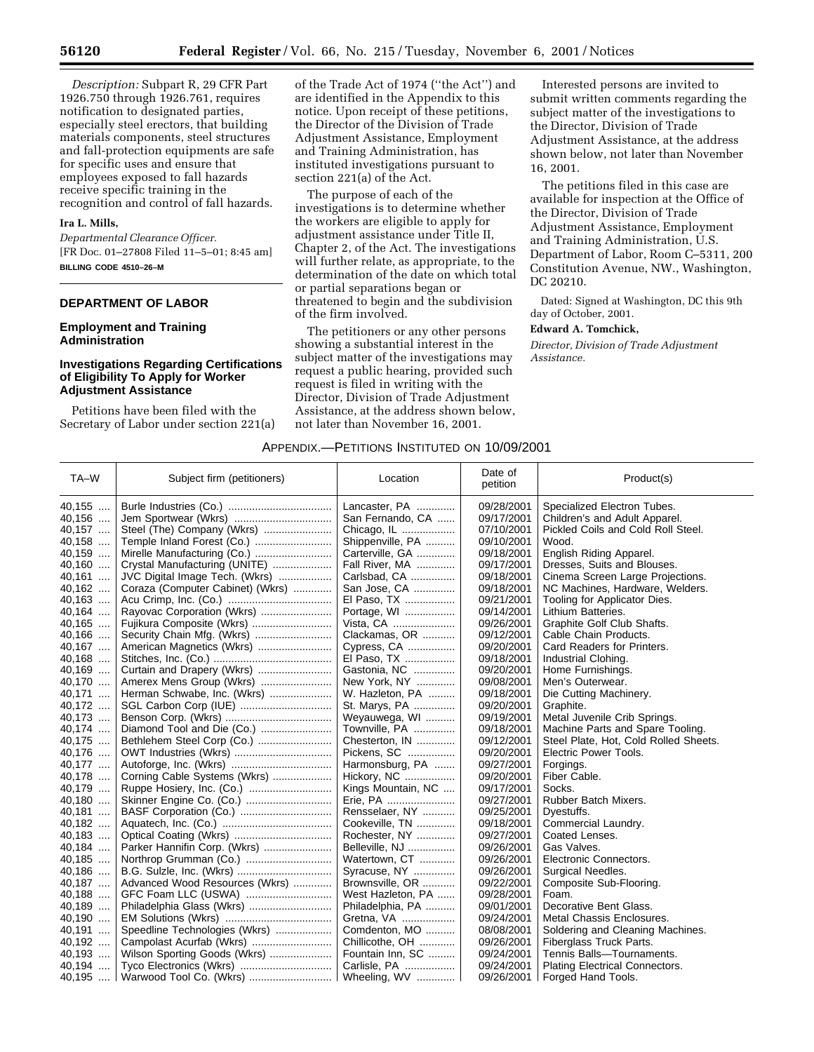*Description:* Subpart R, 29 CFR Part 1926.750 through 1926.761, requires notification to designated parties, especially steel erectors, that building materials components, steel structures and fall-protection equipments are safe for specific uses and ensure that employees exposed to fall hazards receive specific training in the recognition and control of fall hazards.

**Ira L. Mills,**

*Departmental Clearance Officer.*

[FR Doc. 01–27808 Filed 11–5–01; 8:45 am]

**BILLING CODE 4510–26–M**

---

## DEPARTMENT OF LABOR

### Employment and Training Administration

### Investigations Regarding Certifications of Eligibility To Apply for Worker Adjustment Assistance

Petitions have been filed with the Secretary of Labor under section 221(a) of the Trade Act of 1974 (''the Act'') and are identified in the Appendix to this notice. Upon receipt of these petitions, the Director of the Division of Trade Adjustment Assistance, Employment and Training Administration, has instituted investigations pursuant to section 221(a) of the Act.

The purpose of each of the investigations is to determine whether the workers are eligible to apply for adjustment assistance under Title II, Chapter 2, of the Act. The investigations will further relate, as appropriate, to the determination of the date on which total or partial separations began or threatened to begin and the subdivision of the firm involved.

The petitioners or any other persons showing a substantial interest in the subject matter of the investigations may request a public hearing, provided such request is filed in writing with the Director, Division of Trade Adjustment Assistance, at the address shown below, not later than November 16, 2001.

Interested persons are invited to submit written comments regarding the subject matter of the investigations to the Director, Division of Trade Adjustment Assistance, at the address shown below, not later than November 16, 2001.

The petitions filed in this case are available for inspection at the Office of the Director, Division of Trade Adjustment Assistance, Employment and Training Administration, U.S. Department of Labor, Room C–5311, 200 Constitution Avenue, NW., Washington, DC 20210.

Dated: Signed at Washington, DC this 9th day of October, 2001.

**Edward A. Tomchick,**

*Director, Division of Trade Adjustment Assistance.*

APPENDIX.—PETITIONS INSTITUTED ON 10/09/2001

| TA–W | Subject firm (petitioners) | Location | Date of petition | Product(s) |
|---|---|---|---|---|
| 40,155 | Burle Industries (Co.) | Lancaster, PA | 09/28/2001 | Specialized Electron Tubes. |
| 40,156 | Jem Sportwear (Wkrs) | San Fernando, CA | 09/17/2001 | Children's and Adult Apparel. |
| 40,157 | Steel (The) Company (Wkrs) | Chicago, IL | 07/10/2001 | Pickled Coils and Cold Roll Steel. |
| 40,158 | Temple Inland Forest (Co.) | Shippenville, PA | 09/10/2001 | Wood. |
| 40,159 | Mirelle Manufacturing (Co.) | Carterville, GA | 09/18/2001 | English Riding Apparel. |
| 40,160 | Crystal Manufacturing (UNITE) | Fall River, MA | 09/17/2001 | Dresses, Suits and Blouses. |
| 40,161 | JVC Digital Image Tech. (Wkrs) | Carlsbad, CA | 09/18/2001 | Cinema Screen Large Projections. |
| 40,162 | Coraza (Computer Cabinet) (Wkrs) | San Jose, CA | 09/18/2001 | NC Machines, Hardware, Welders. |
| 40,163 | Acu Crimp, Inc. (Co.) | El Paso, TX | 09/21/2001 | Tooling for Applicator Dies. |
| 40,164 | Rayovac Corporation (Wkrs) | Portage, WI | 09/14/2001 | Lithium Batteries. |
| 40,165 | Fujikura Composite (Wkrs) | Vista, CA | 09/26/2001 | Graphite Golf Club Shafts. |
| 40,166 | Security Chain Mfg. (Wkrs) | Clackamas, OR | 09/12/2001 | Cable Chain Products. |
| 40,167 | American Magnetics (Wkrs) | Cypress, CA | 09/20/2001 | Card Readers for Printers. |
| 40,168 | Stitches, Inc. (Co.) | El Paso, TX | 09/18/2001 | Industrial Clohing. |
| 40,169 | Curtain and Drapery (Wkrs) | Gastonia, NC | 09/20/2001 | Home Furnishings. |
| 40,170 | Amerex Mens Group (Wkrs) | New York, NY | 09/08/2001 | Men's Outerwear. |
| 40,171 | Herman Schwabe, Inc. (Wkrs) | W. Hazleton, PA | 09/18/2001 | Die Cutting Machinery. |
| 40,172 | SGL Carbon Corp (IUE) | St. Marys, PA | 09/20/2001 | Graphite. |
| 40,173 | Benson Corp. (Wkrs) | Weyauwega, WI | 09/19/2001 | Metal Juvenile Crib Springs. |
| 40,174 | Diamond Tool and Die (Co.) | Townville, PA | 09/18/2001 | Machine Parts and Spare Tooling. |
| 40,175 | Bethlehem Steel Corp (Co.) | Chesterton, IN | 09/12/2001 | Steel Plate, Hot, Cold Rolled Sheets. |
| 40,176 | OWT Industries (Wkrs) | Pickens, SC | 09/20/2001 | Electric Power Tools. |
| 40,177 | Autoforge, Inc. (Wkrs) | Harmonsburg, PA | 09/27/2001 | Forgings. |
| 40,178 | Corning Cable Systems (Wkrs) | Hickory, NC | 09/20/2001 | Fiber Cable. |
| 40,179 | Ruppe Hosiery, Inc. (Co.) | Kings Mountain, NC | 09/17/2001 | Socks. |
| 40,180 | Skinner Engine Co. (Co.) | Erie, PA | 09/27/2001 | Rubber Batch Mixers. |
| 40,181 | BASF Corporation (Co.) | Rensselaer, NY | 09/25/2001 | Dyestuffs. |
| 40,182 | Aquatech, Inc. (Co.) | Cookeville, TN | 09/18/2001 | Commercial Laundry. |
| 40,183 | Optical Coating (Wkrs) | Rochester, NY | 09/27/2001 | Coated Lenses. |
| 40,184 | Parker Hannifin Corp. (Wkrs) | Belleville, NJ | 09/26/2001 | Gas Valves. |
| 40,185 | Northrop Grumman (Co.) | Watertown, CT | 09/26/2001 | Electronic Connectors. |
| 40,186 | B.G. Sulzle, Inc. (Wkrs) | Syracuse, NY | 09/26/2001 | Surgical Needles. |
| 40,187 | Advanced Wood Resources (Wkrs) | Brownsville, OR | 09/22/2001 | Composite Sub-Flooring. |
| 40,188 | GFC Foam LLC (USWA) | West Hazleton, PA | 09/28/2001 | Foam. |
| 40,189 | Philadelphia Glass (Wkrs) | Philadelphia, PA | 09/01/2001 | Decorative Bent Glass. |
| 40,190 | EM Solutions (Wkrs) | Gretna, VA | 09/24/2001 | Metal Chassis Enclosures. |
| 40,191 | Speedline Technologies (Wkrs) | Comdenton, MO | 08/08/2001 | Soldering and Cleaning Machines. |
| 40,192 | Campolast Acurfab (Wkrs) | Chillicothe, OH | 09/26/2001 | Fiberglass Truck Parts. |
| 40,193 | Wilson Sporting Goods (Wkrs) | Fountain Inn, SC | 09/24/2001 | Tennis Balls—Tournaments. |
| 40,194 | Tyco Electronics (Wkrs) | Carlisle, PA | 09/24/2001 | Plating Electrical Connectors. |
| 40,195 | Warwood Tool Co. (Wkrs) | Wheeling, WV | 09/26/2001 | Forged Hand Tools. |